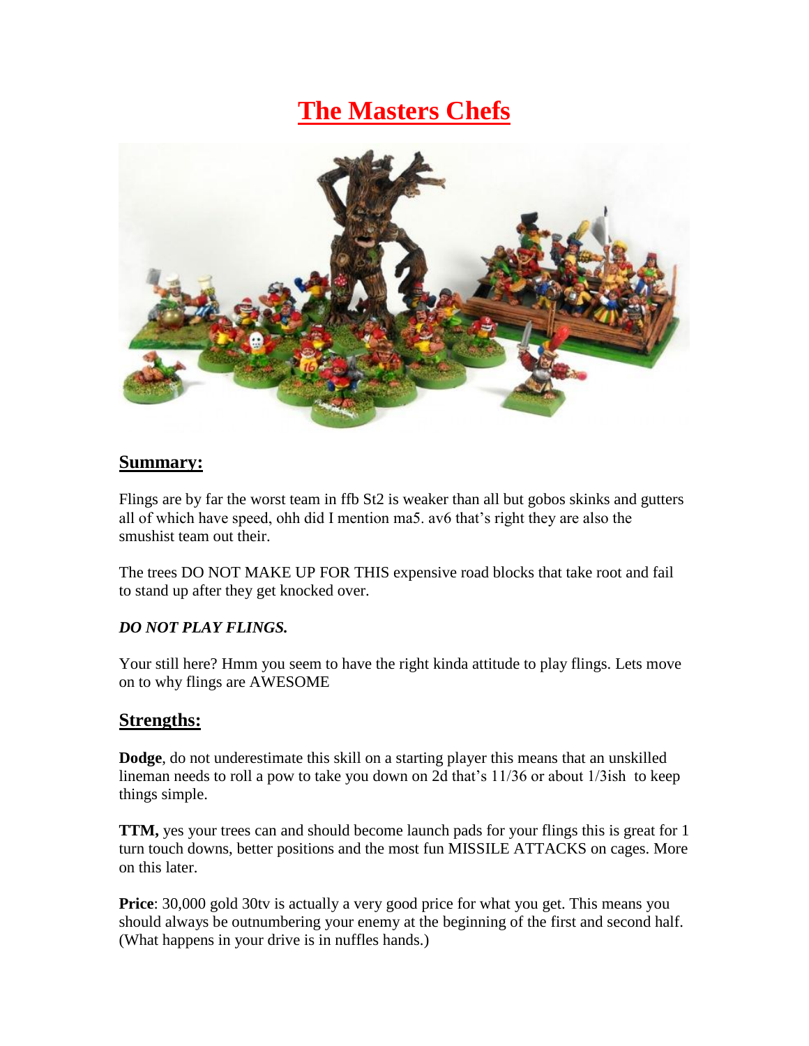# The Masters Chefs

## Summary:

Flings are by far the worst team in ffb St2 is weaker than all but gobos skinks and gutters all of which have speed, ohh did I mention ma5. av6 that's right they are also the smushist team out their.

The trees DO NOT MAKE UP FOR THIS expensive road blocks that take root and fail to stand up after they get knocked over.

***DO NOT PLAY FLINGS.***

Your still here? Hmm you seem to have the right kinda attitude to play flings. Lets move on to why flings are AWESOME

## Strengths:

**Dodge**, do not underestimate this skill on a starting player this means that an unskilled lineman needs to roll a pow to take you down on 2d that's 11/36 or about 1/3ish to keep things simple.

**TTM,** yes your trees can and should become launch pads for your flings this is great for 1 turn touch downs, better positions and the most fun MISSILE ATTACKS on cages. More on this later.

**Price**: 30,000 gold 30tv is actually a very good price for what you get. This means you should always be outnumbering your enemy at the beginning of the first and second half. (What happens in your drive is in nuffles hands.)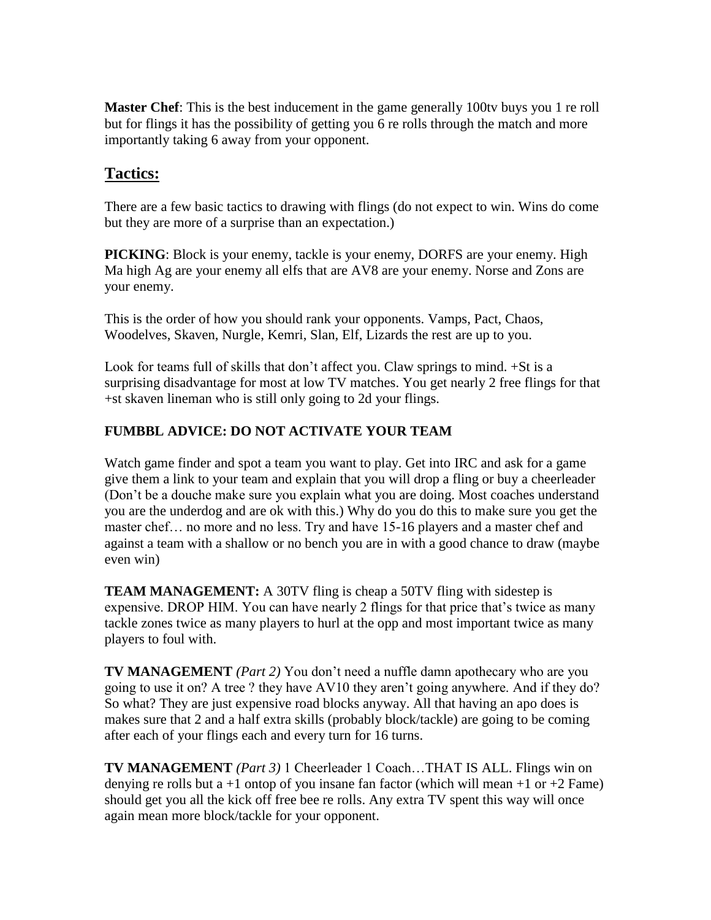**Master Chef**: This is the best inducement in the game generally 100tv buys you 1 re roll but for flings it has the possibility of getting you 6 re rolls through the match and more importantly taking 6 away from your opponent.

## Tactics:

There are a few basic tactics to drawing with flings (do not expect to win. Wins do come but they are more of a surprise than an expectation.)

**PICKING**: Block is your enemy, tackle is your enemy, DORFS are your enemy. High Ma high Ag are your enemy all elfs that are AV8 are your enemy. Norse and Zons are your enemy.

This is the order of how you should rank your opponents. Vamps, Pact, Chaos, Woodelves, Skaven, Nurgle, Kemri, Slan, Elf, Lizards the rest are up to you.

Look for teams full of skills that don't affect you. Claw springs to mind. +St is a surprising disadvantage for most at low TV matches. You get nearly 2 free flings for that +st skaven lineman who is still only going to 2d your flings.

**FUMBBL ADVICE: DO NOT ACTIVATE YOUR TEAM**

Watch game finder and spot a team you want to play. Get into IRC and ask for a game give them a link to your team and explain that you will drop a fling or buy a cheerleader (Don't be a douche make sure you explain what you are doing. Most coaches understand you are the underdog and are ok with this.) Why do you do this to make sure you get the master chef… no more and no less. Try and have 15-16 players and a master chef and against a team with a shallow or no bench you are in with a good chance to draw (maybe even win)

**TEAM MANAGEMENT:** A 30TV fling is cheap a 50TV fling with sidestep is expensive. DROP HIM. You can have nearly 2 flings for that price that's twice as many tackle zones twice as many players to hurl at the opp and most important twice as many players to foul with.

**TV MANAGEMENT** *(Part 2)* You don't need a nuffle damn apothecary who are you going to use it on? A tree ? they have AV10 they aren't going anywhere. And if they do? So what? They are just expensive road blocks anyway. All that having an apo does is makes sure that 2 and a half extra skills (probably block/tackle) are going to be coming after each of your flings each and every turn for 16 turns.

**TV MANAGEMENT** *(Part 3)* 1 Cheerleader 1 Coach…THAT IS ALL. Flings win on denying re rolls but a +1 ontop of you insane fan factor (which will mean +1 or +2 Fame) should get you all the kick off free bee re rolls. Any extra TV spent this way will once again mean more block/tackle for your opponent.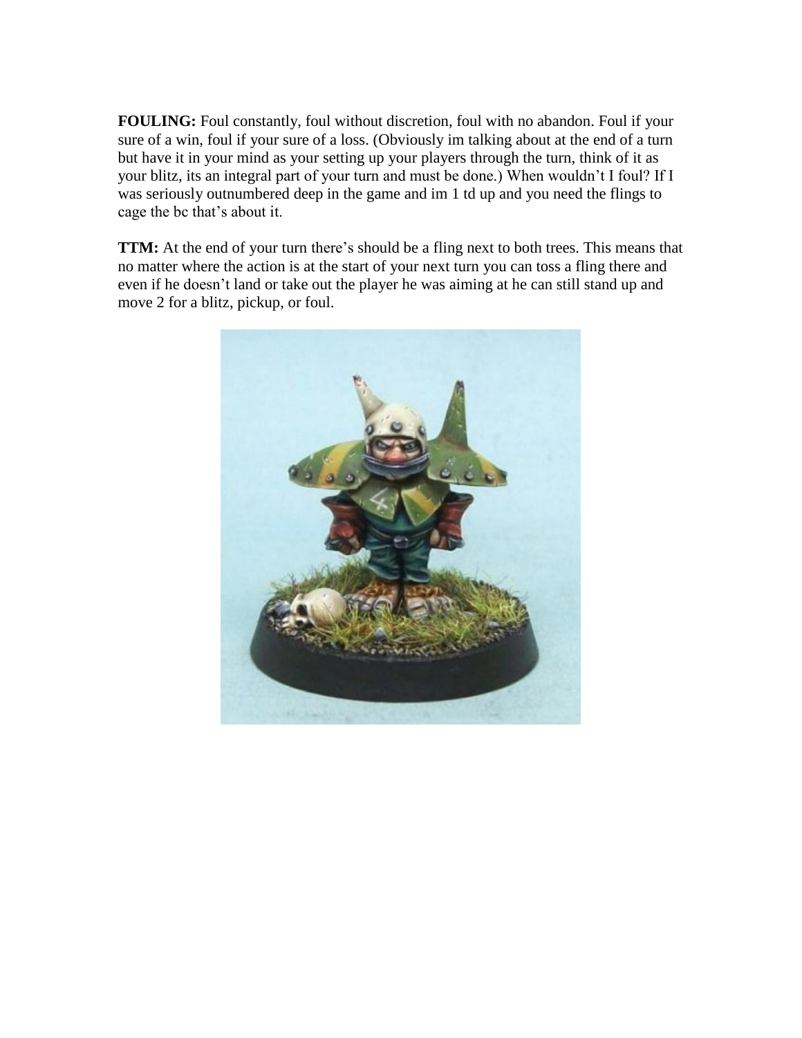**FOULING:** Foul constantly, foul without discretion, foul with no abandon. Foul if your sure of a win, foul if your sure of a loss. (Obviously im talking about at the end of a turn but have it in your mind as your setting up your players through the turn, think of it as your blitz, its an integral part of your turn and must be done.) When wouldn't I foul? If I was seriously outnumbered deep in the game and im 1 td up and you need the flings to cage the bc that's about it.

**TTM:** At the end of your turn there's should be a fling next to both trees. This means that no matter where the action is at the start of your next turn you can toss a fling there and even if he doesn't land or take out the player he was aiming at he can still stand up and move 2 for a blitz, pickup, or foul.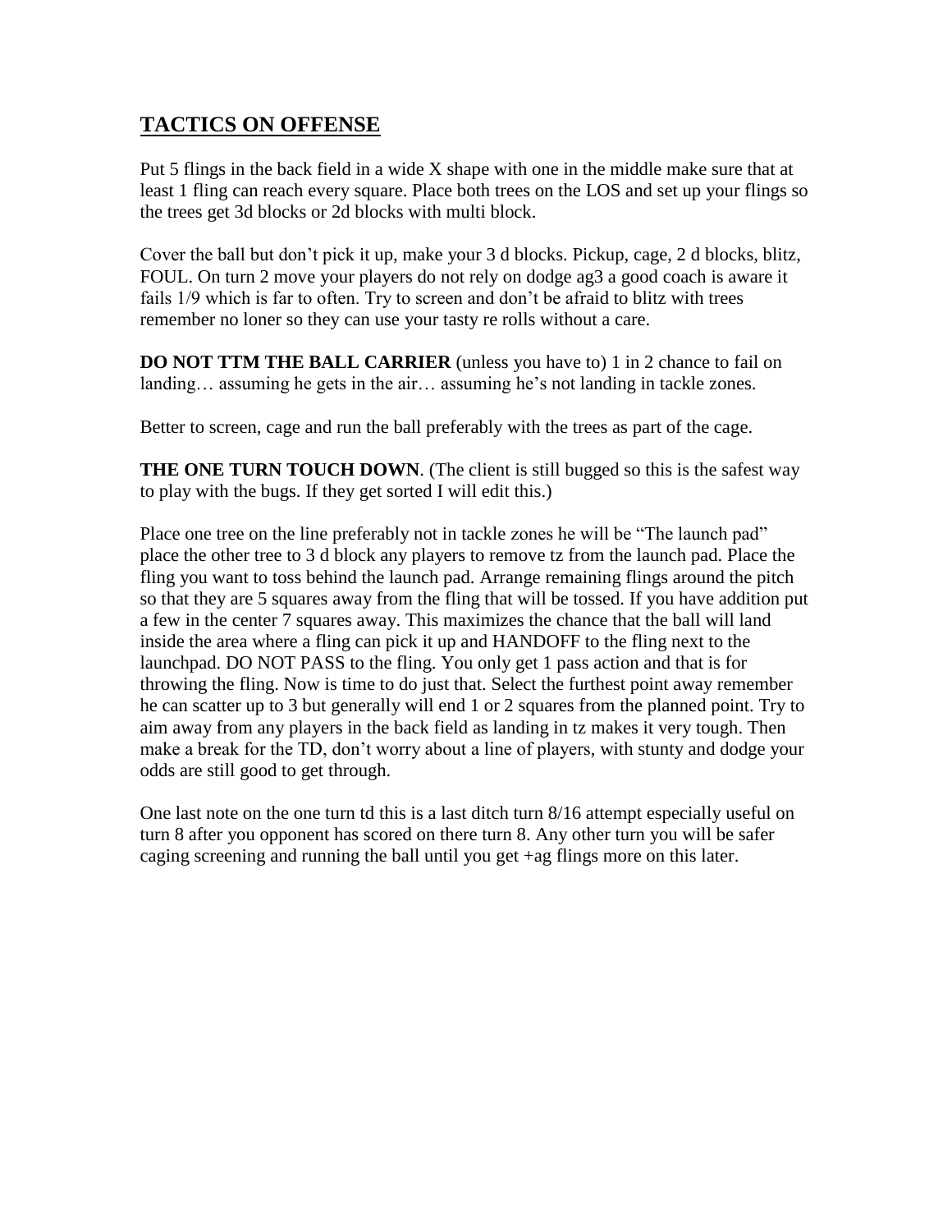## TACTICS ON OFFENSE

Put 5 flings in the back field in a wide X shape with one in the middle make sure that at least 1 fling can reach every square. Place both trees on the LOS and set up your flings so the trees get 3d blocks or 2d blocks with multi block.

Cover the ball but don't pick it up, make your 3 d blocks. Pickup, cage, 2 d blocks, blitz, FOUL. On turn 2 move your players do not rely on dodge ag3 a good coach is aware it fails 1/9 which is far to often. Try to screen and don't be afraid to blitz with trees remember no loner so they can use your tasty re rolls without a care.

**DO NOT TTM THE BALL CARRIER** (unless you have to) 1 in 2 chance to fail on landing… assuming he gets in the air… assuming he's not landing in tackle zones.

Better to screen, cage and run the ball preferably with the trees as part of the cage.

**THE ONE TURN TOUCH DOWN**. (The client is still bugged so this is the safest way to play with the bugs. If they get sorted I will edit this.)

Place one tree on the line preferably not in tackle zones he will be "The launch pad" place the other tree to 3 d block any players to remove tz from the launch pad. Place the fling you want to toss behind the launch pad. Arrange remaining flings around the pitch so that they are 5 squares away from the fling that will be tossed. If you have addition put a few in the center 7 squares away. This maximizes the chance that the ball will land inside the area where a fling can pick it up and HANDOFF to the fling next to the launchpad. DO NOT PASS to the fling. You only get 1 pass action and that is for throwing the fling. Now is time to do just that. Select the furthest point away remember he can scatter up to 3 but generally will end 1 or 2 squares from the planned point. Try to aim away from any players in the back field as landing in tz makes it very tough. Then make a break for the TD, don't worry about a line of players, with stunty and dodge your odds are still good to get through.

One last note on the one turn td this is a last ditch turn 8/16 attempt especially useful on turn 8 after you opponent has scored on there turn 8. Any other turn you will be safer caging screening and running the ball until you get +ag flings more on this later.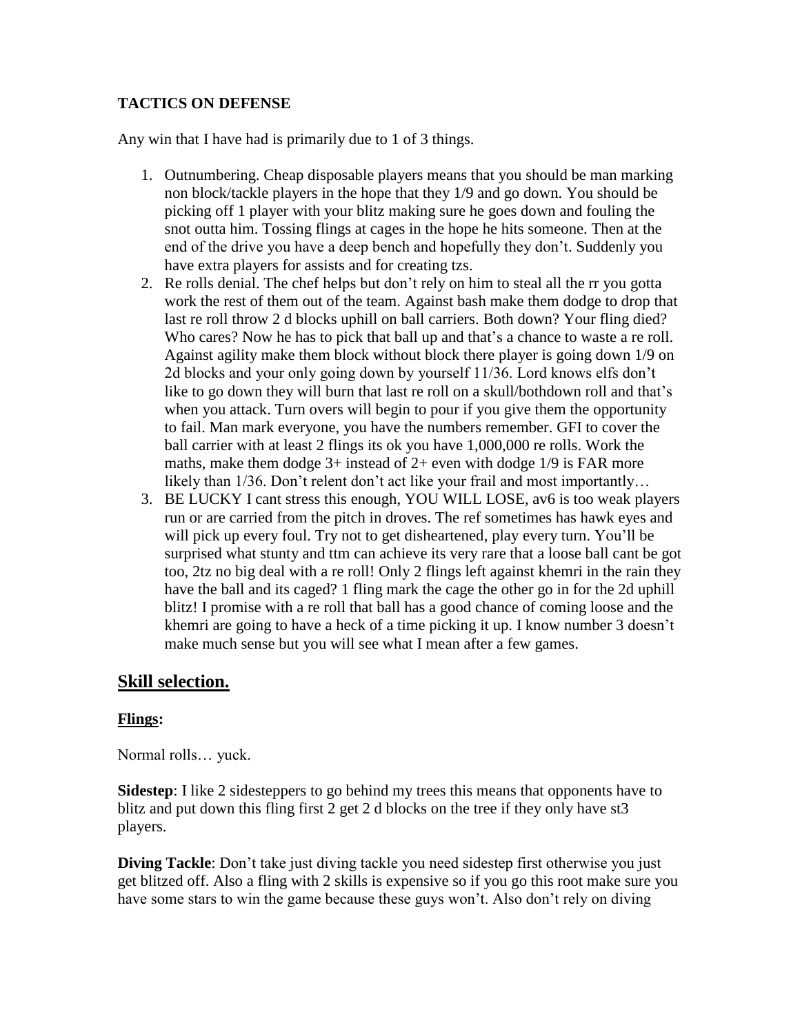**TACTICS ON DEFENSE**

Any win that I have had is primarily due to 1 of 3 things.

1. Outnumbering. Cheap disposable players means that you should be man marking non block/tackle players in the hope that they 1/9 and go down. You should be picking off 1 player with your blitz making sure he goes down and fouling the snot outta him. Tossing flings at cages in the hope he hits someone. Then at the end of the drive you have a deep bench and hopefully they don't. Suddenly you have extra players for assists and for creating tzs.
2. Re rolls denial. The chef helps but don't rely on him to steal all the rr you gotta work the rest of them out of the team. Against bash make them dodge to drop that last re roll throw 2 d blocks uphill on ball carriers. Both down? Your fling died? Who cares? Now he has to pick that ball up and that's a chance to waste a re roll. Against agility make them block without block there player is going down 1/9 on 2d blocks and your only going down by yourself 11/36. Lord knows elfs don't like to go down they will burn that last re roll on a skull/bothdown roll and that's when you attack. Turn overs will begin to pour if you give them the opportunity to fail. Man mark everyone, you have the numbers remember. GFI to cover the ball carrier with at least 2 flings its ok you have 1,000,000 re rolls. Work the maths, make them dodge 3+ instead of 2+ even with dodge 1/9 is FAR more likely than 1/36. Don't relent don't act like your frail and most importantly…
3. BE LUCKY I cant stress this enough, YOU WILL LOSE, av6 is too weak players run or are carried from the pitch in droves. The ref sometimes has hawk eyes and will pick up every foul. Try not to get disheartened, play every turn. You'll be surprised what stunty and ttm can achieve its very rare that a loose ball cant be got too, 2tz no big deal with a re roll! Only 2 flings left against khemri in the rain they have the ball and its caged? 1 fling mark the cage the other go in for the 2d uphill blitz! I promise with a re roll that ball has a good chance of coming loose and the khemri are going to have a heck of a time picking it up. I know number 3 doesn't make much sense but you will see what I mean after a few games.

## Skill selection.

### Flings:

Normal rolls… yuck.

**Sidestep**: I like 2 sidesteppers to go behind my trees this means that opponents have to blitz and put down this fling first 2 get 2 d blocks on the tree if they only have st3 players.

**Diving Tackle**: Don't take just diving tackle you need sidestep first otherwise you just get blitzed off. Also a fling with 2 skills is expensive so if you go this root make sure you have some stars to win the game because these guys won't. Also don't rely on diving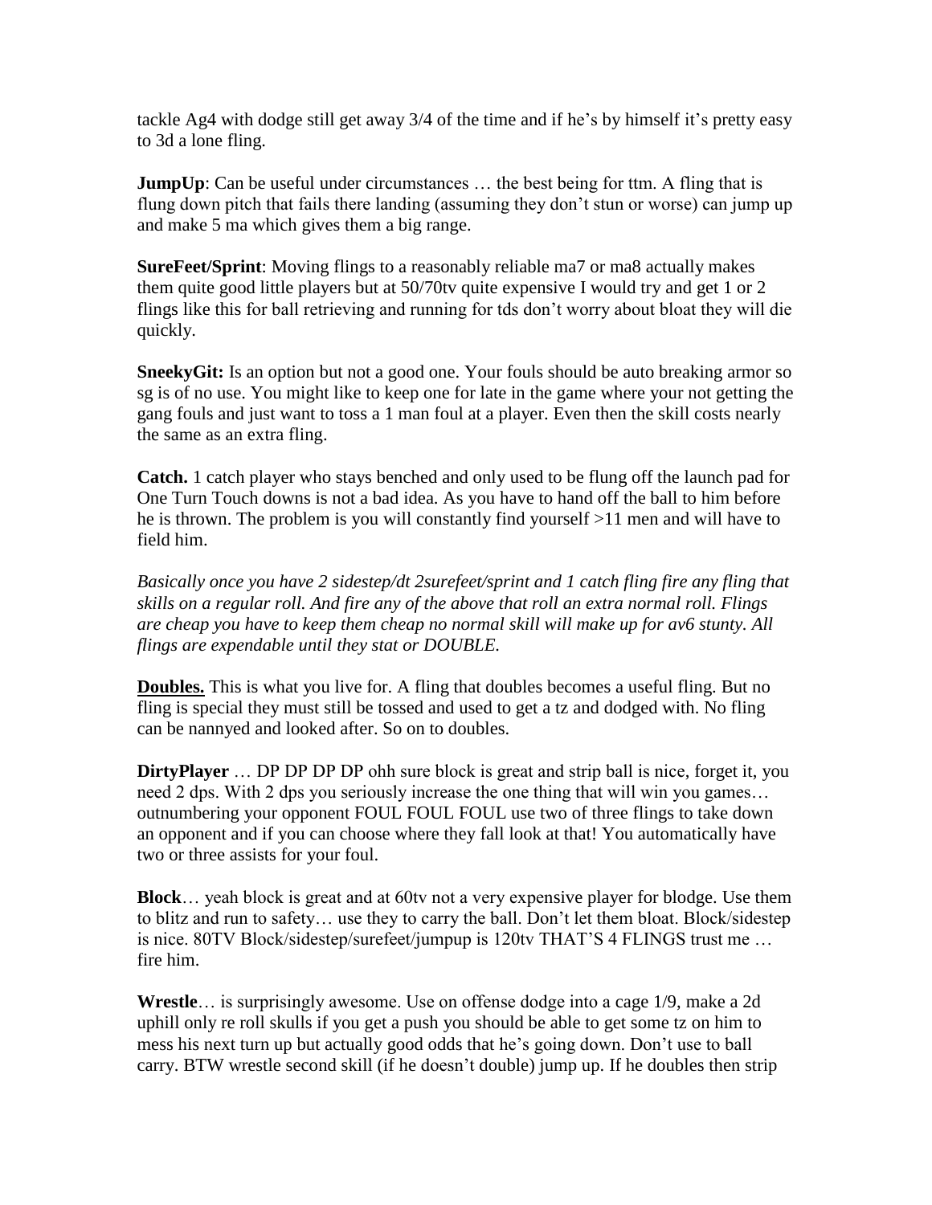tackle Ag4 with dodge still get away 3/4 of the time and if he's by himself it's pretty easy to 3d a lone fling.

**JumpUp**: Can be useful under circumstances … the best being for ttm. A fling that is flung down pitch that fails there landing (assuming they don't stun or worse) can jump up and make 5 ma which gives them a big range.

**SureFeet/Sprint**: Moving flings to a reasonably reliable ma7 or ma8 actually makes them quite good little players but at 50/70tv quite expensive I would try and get 1 or 2 flings like this for ball retrieving and running for tds don't worry about bloat they will die quickly.

**SneekyGit:** Is an option but not a good one. Your fouls should be auto breaking armor so sg is of no use. You might like to keep one for late in the game where your not getting the gang fouls and just want to toss a 1 man foul at a player. Even then the skill costs nearly the same as an extra fling.

**Catch.** 1 catch player who stays benched and only used to be flung off the launch pad for One Turn Touch downs is not a bad idea. As you have to hand off the ball to him before he is thrown. The problem is you will constantly find yourself >11 men and will have to field him.

*Basically once you have 2 sidestep/dt 2surefeet/sprint and 1 catch fling fire any fling that skills on a regular roll. And fire any of the above that roll an extra normal roll. Flings are cheap you have to keep them cheap no normal skill will make up for av6 stunty. All flings are expendable until they stat or DOUBLE.*

**<u>Doubles.</u>** This is what you live for. A fling that doubles becomes a useful fling. But no fling is special they must still be tossed and used to get a tz and dodged with. No fling can be nannyed and looked after. So on to doubles.

**DirtyPlayer** … DP DP DP DP ohh sure block is great and strip ball is nice, forget it, you need 2 dps. With 2 dps you seriously increase the one thing that will win you games… outnumbering your opponent FOUL FOUL FOUL use two of three flings to take down an opponent and if you can choose where they fall look at that! You automatically have two or three assists for your foul.

**Block**… yeah block is great and at 60tv not a very expensive player for blodge. Use them to blitz and run to safety… use they to carry the ball. Don't let them bloat. Block/sidestep is nice. 80TV Block/sidestep/surefeet/jumpup is 120tv THAT'S 4 FLINGS trust me … fire him.

**Wrestle**… is surprisingly awesome. Use on offense dodge into a cage 1/9, make a 2d uphill only re roll skulls if you get a push you should be able to get some tz on him to mess his next turn up but actually good odds that he's going down. Don't use to ball carry. BTW wrestle second skill (if he doesn't double) jump up. If he doubles then strip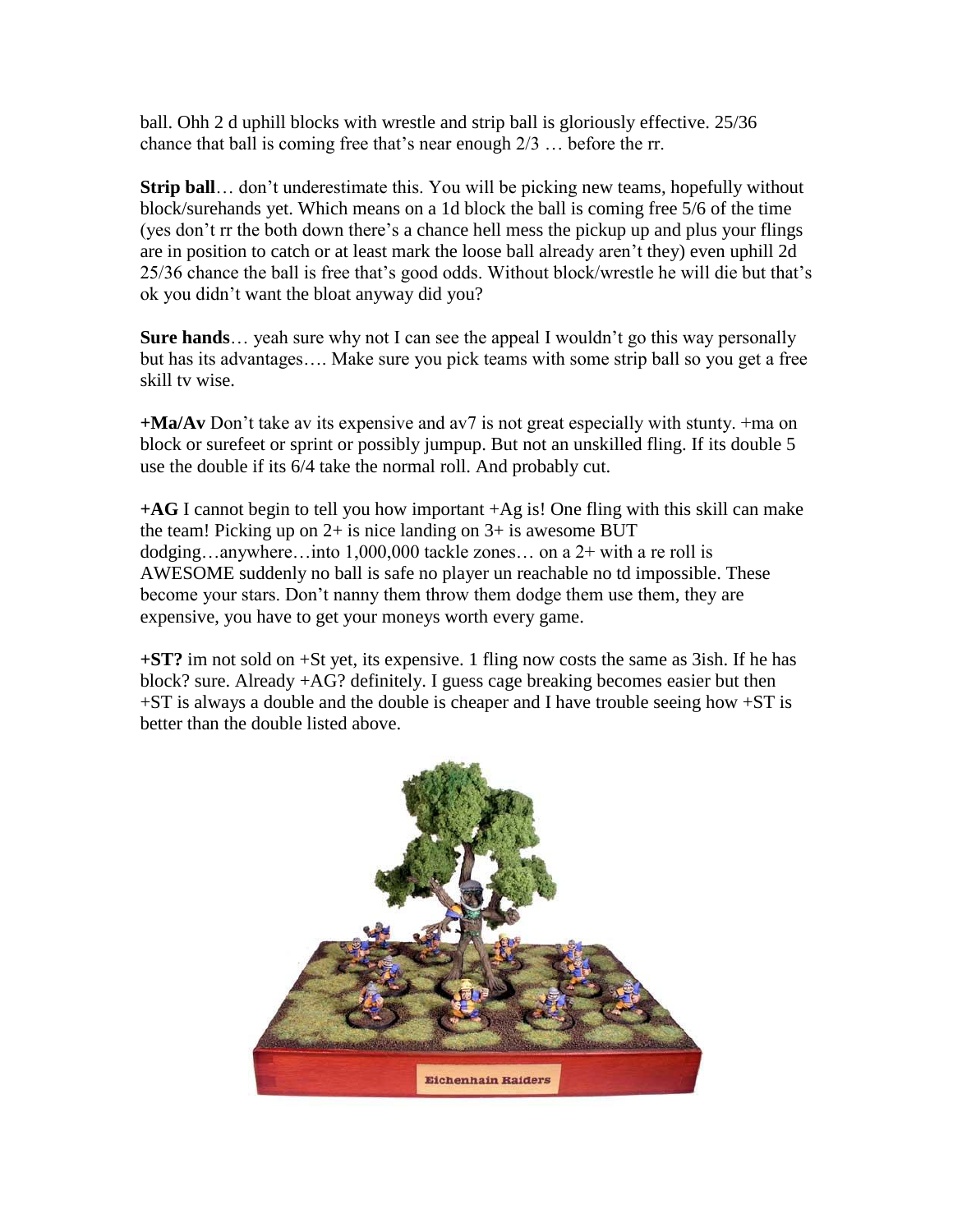ball. Ohh 2 d uphill blocks with wrestle and strip ball is gloriously effective. 25/36 chance that ball is coming free that's near enough 2/3 … before the rr.

**Strip ball**… don't underestimate this. You will be picking new teams, hopefully without block/surehands yet. Which means on a 1d block the ball is coming free 5/6 of the time (yes don't rr the both down there's a chance hell mess the pickup up and plus your flings are in position to catch or at least mark the loose ball already aren't they) even uphill 2d 25/36 chance the ball is free that's good odds. Without block/wrestle he will die but that's ok you didn't want the bloat anyway did you?

**Sure hands**… yeah sure why not I can see the appeal I wouldn't go this way personally but has its advantages…. Make sure you pick teams with some strip ball so you get a free skill tv wise.

**+Ma/Av** Don't take av its expensive and av7 is not great especially with stunty. +ma on block or surefeet or sprint or possibly jumpup. But not an unskilled fling. If its double 5 use the double if its 6/4 take the normal roll. And probably cut.

**+AG** I cannot begin to tell you how important +Ag is! One fling with this skill can make the team! Picking up on 2+ is nice landing on 3+ is awesome BUT dodging…anywhere…into 1,000,000 tackle zones… on a 2+ with a re roll is AWESOME suddenly no ball is safe no player un reachable no td impossible. These become your stars. Don't nanny them throw them dodge them use them, they are expensive, you have to get your moneys worth every game.

**+ST?** im not sold on +St yet, its expensive. 1 fling now costs the same as 3ish. If he has block? sure. Already +AG? definitely. I guess cage breaking becomes easier but then +ST is always a double and the double is cheaper and I have trouble seeing how +ST is better than the double listed above.

Eichenhain Raiders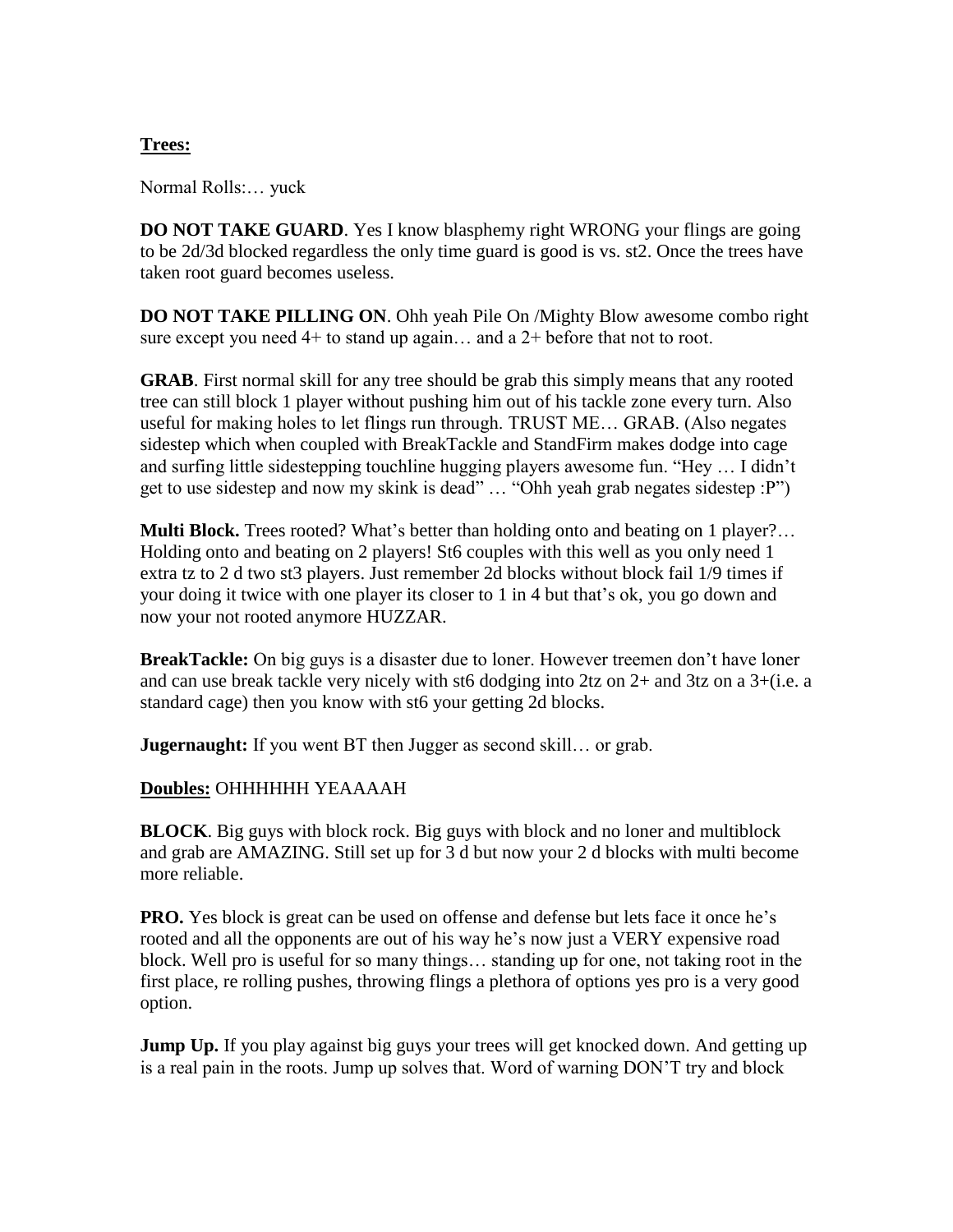**<u>Trees:</u>**

Normal Rolls:… yuck

**DO NOT TAKE GUARD**. Yes I know blasphemy right WRONG your flings are going to be 2d/3d blocked regardless the only time guard is good is vs. st2. Once the trees have taken root guard becomes useless.

**DO NOT TAKE PILLING ON**. Ohh yeah Pile On /Mighty Blow awesome combo right sure except you need 4+ to stand up again… and a 2+ before that not to root.

**GRAB**. First normal skill for any tree should be grab this simply means that any rooted tree can still block 1 player without pushing him out of his tackle zone every turn. Also useful for making holes to let flings run through. TRUST ME… GRAB. (Also negates sidestep which when coupled with BreakTackle and StandFirm makes dodge into cage and surfing little sidestepping touchline hugging players awesome fun. "Hey … I didn't get to use sidestep and now my skink is dead" … "Ohh yeah grab negates sidestep :P")

**Multi Block.** Trees rooted? What's better than holding onto and beating on 1 player?… Holding onto and beating on 2 players! St6 couples with this well as you only need 1 extra tz to 2 d two st3 players. Just remember 2d blocks without block fail 1/9 times if your doing it twice with one player its closer to 1 in 4 but that's ok, you go down and now your not rooted anymore HUZZAR.

**BreakTackle:** On big guys is a disaster due to loner. However treemen don't have loner and can use break tackle very nicely with st6 dodging into 2tz on 2+ and 3tz on a 3+(i.e. a standard cage) then you know with st6 your getting 2d blocks.

**Jugernaught:** If you went BT then Jugger as second skill… or grab.

**<u>Doubles:</u>** OHHHHHH YEAAAAH

**BLOCK**. Big guys with block rock. Big guys with block and no loner and multiblock and grab are AMAZING. Still set up for 3 d but now your 2 d blocks with multi become more reliable.

**PRO.** Yes block is great can be used on offense and defense but lets face it once he's rooted and all the opponents are out of his way he's now just a VERY expensive road block. Well pro is useful for so many things… standing up for one, not taking root in the first place, re rolling pushes, throwing flings a plethora of options yes pro is a very good option.

**Jump Up.** If you play against big guys your trees will get knocked down. And getting up is a real pain in the roots. Jump up solves that. Word of warning DON'T try and block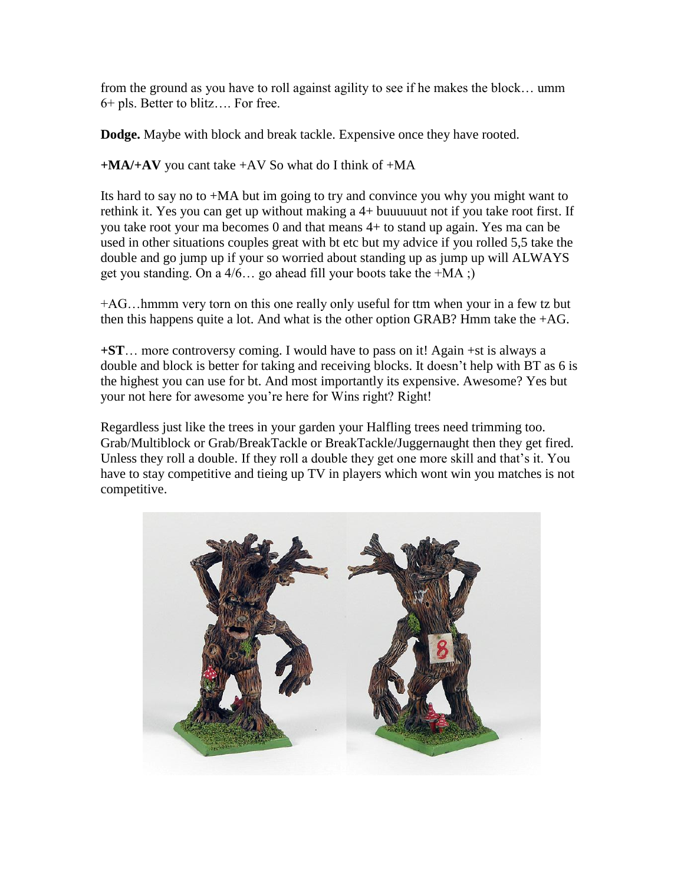from the ground as you have to roll against agility to see if he makes the block… umm 6+ pls. Better to blitz…. For free.

**Dodge.** Maybe with block and break tackle. Expensive once they have rooted.

**+MA/+AV** you cant take +AV So what do I think of +MA

Its hard to say no to +MA but im going to try and convince you why you might want to rethink it. Yes you can get up without making a 4+ buuuuuut not if you take root first. If you take root your ma becomes 0 and that means 4+ to stand up again. Yes ma can be used in other situations couples great with bt etc but my advice if you rolled 5,5 take the double and go jump up if your so worried about standing up as jump up will ALWAYS get you standing. On a 4/6… go ahead fill your boots take the +MA ;)

+AG…hmmm very torn on this one really only useful for ttm when your in a few tz but then this happens quite a lot. And what is the other option GRAB? Hmm take the +AG.

**+ST**… more controversy coming. I would have to pass on it! Again +st is always a double and block is better for taking and receiving blocks. It doesn't help with BT as 6 is the highest you can use for bt. And most importantly its expensive. Awesome? Yes but your not here for awesome you're here for Wins right? Right!

Regardless just like the trees in your garden your Halfling trees need trimming too. Grab/Multiblock or Grab/BreakTackle or BreakTackle/Juggernaught then they get fired. Unless they roll a double. If they roll a double they get one more skill and that's it. You have to stay competitive and tieing up TV in players which wont win you matches is not competitive.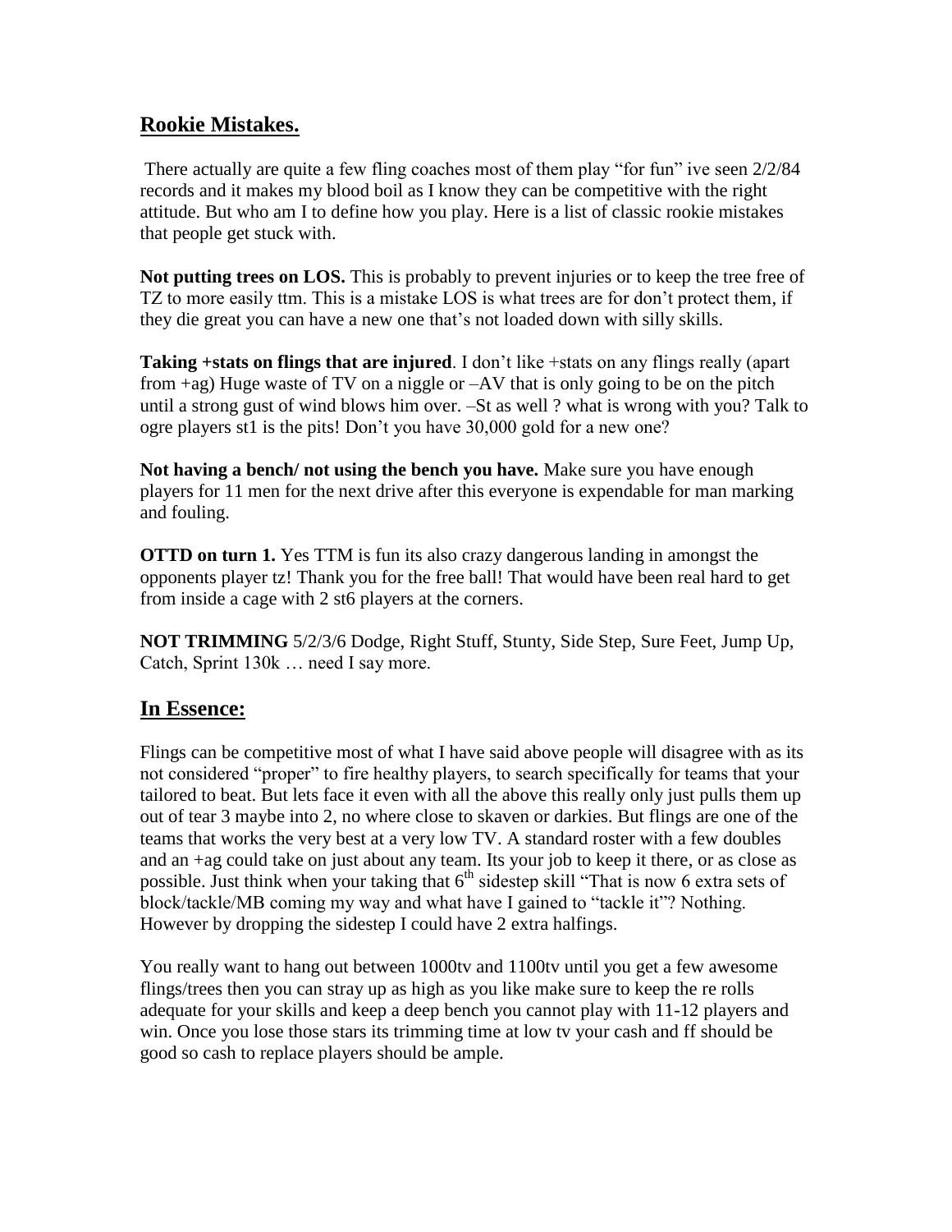## Rookie Mistakes.

There actually are quite a few fling coaches most of them play "for fun" ive seen 2/2/84 records and it makes my blood boil as I know they can be competitive with the right attitude. But who am I to define how you play. Here is a list of classic rookie mistakes that people get stuck with.

**Not putting trees on LOS.** This is probably to prevent injuries or to keep the tree free of TZ to more easily ttm. This is a mistake LOS is what trees are for don't protect them, if they die great you can have a new one that's not loaded down with silly skills.

**Taking +stats on flings that are injured**. I don't like +stats on any flings really (apart from +ag) Huge waste of TV on a niggle or –AV that is only going to be on the pitch until a strong gust of wind blows him over. –St as well ? what is wrong with you? Talk to ogre players st1 is the pits! Don't you have 30,000 gold for a new one?

**Not having a bench/ not using the bench you have.** Make sure you have enough players for 11 men for the next drive after this everyone is expendable for man marking and fouling.

**OTTD on turn 1.** Yes TTM is fun its also crazy dangerous landing in amongst the opponents player tz! Thank you for the free ball! That would have been real hard to get from inside a cage with 2 st6 players at the corners.

**NOT TRIMMING** 5/2/3/6 Dodge, Right Stuff, Stunty, Side Step, Sure Feet, Jump Up, Catch, Sprint 130k … need I say more.

## In Essence:

Flings can be competitive most of what I have said above people will disagree with as its not considered "proper" to fire healthy players, to search specifically for teams that your tailored to beat. But lets face it even with all the above this really only just pulls them up out of tear 3 maybe into 2, no where close to skaven or darkies. But flings are one of the teams that works the very best at a very low TV. A standard roster with a few doubles and an +ag could take on just about any team. Its your job to keep it there, or as close as possible. Just think when your taking that 6th sidestep skill "That is now 6 extra sets of block/tackle/MB coming my way and what have I gained to "tackle it"? Nothing. However by dropping the sidestep I could have 2 extra halfings.

You really want to hang out between 1000tv and 1100tv until you get a few awesome flings/trees then you can stray up as high as you like make sure to keep the re rolls adequate for your skills and keep a deep bench you cannot play with 11-12 players and win. Once you lose those stars its trimming time at low tv your cash and ff should be good so cash to replace players should be ample.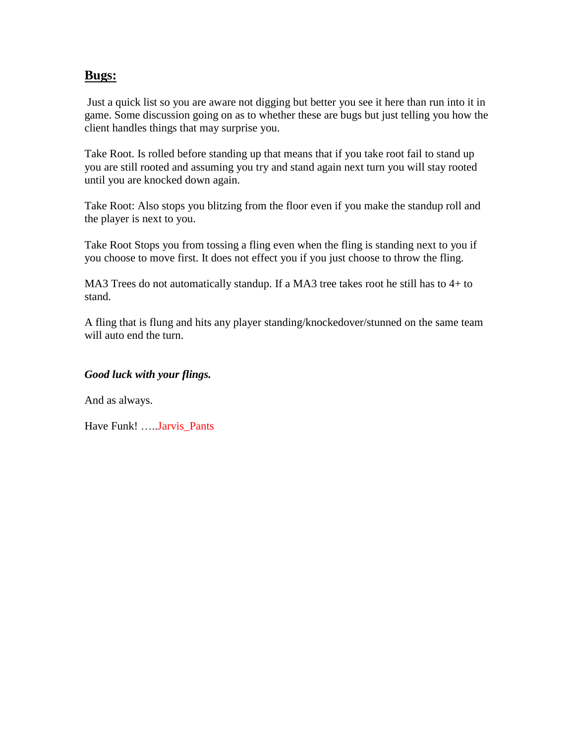## **Bugs:**

Just a quick list so you are aware not digging but better you see it here than run into it in game. Some discussion going on as to whether these are bugs but just telling you how the client handles things that may surprise you.

Take Root. Is rolled before standing up that means that if you take root fail to stand up you are still rooted and assuming you try and stand again next turn you will stay rooted until you are knocked down again.

Take Root: Also stops you blitzing from the floor even if you make the standup roll and the player is next to you.

Take Root Stops you from tossing a fling even when the fling is standing next to you if you choose to move first. It does not effect you if you just choose to throw the fling.

MA3 Trees do not automatically standup. If a MA3 tree takes root he still has to 4+ to stand.

A fling that is flung and hits any player standing/knockedover/stunned on the same team will auto end the turn.

***Good luck with your flings.***

And as always.

Have Funk! …..Jarvis_Pants